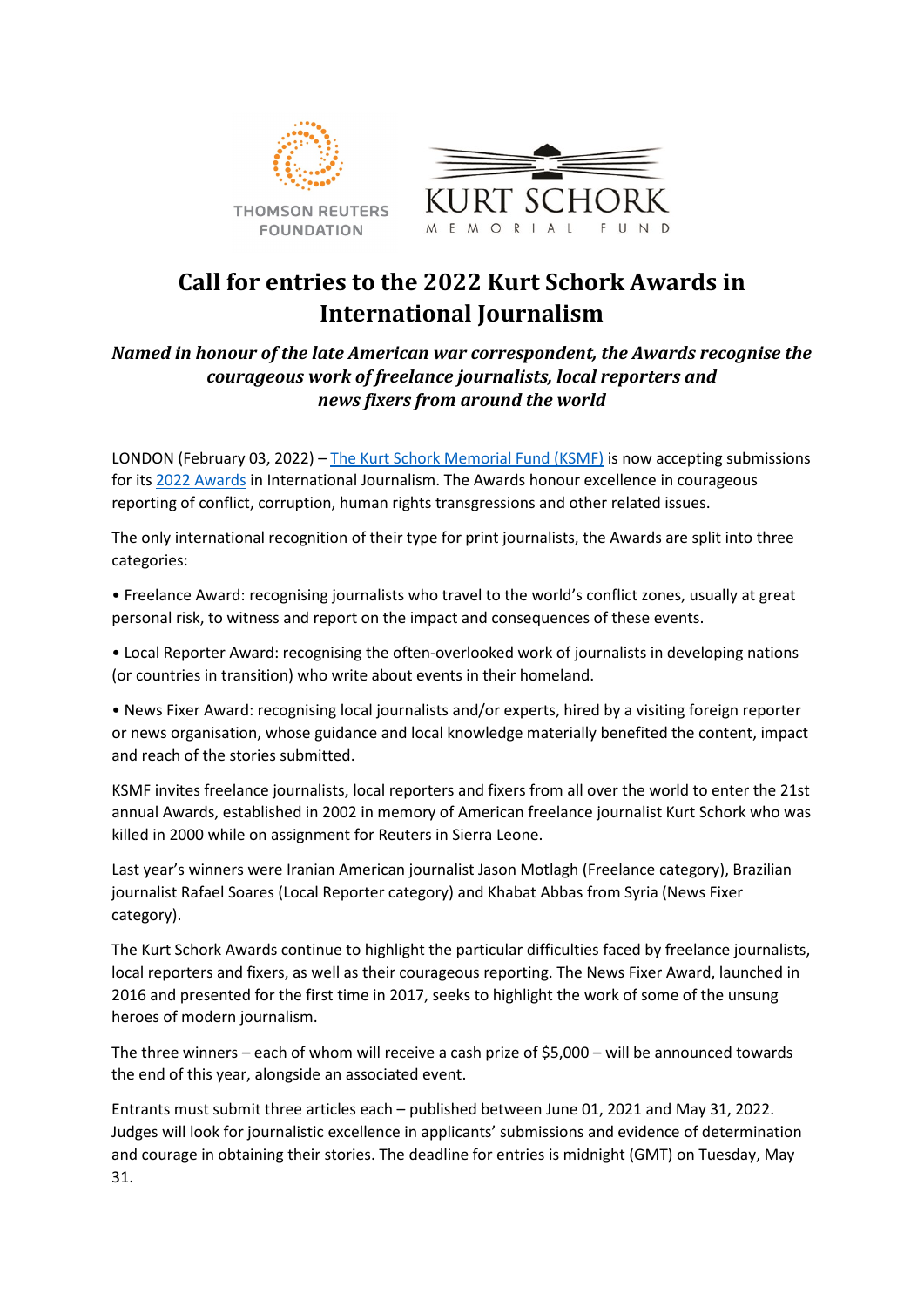# Call for entries to the 2022 Kurt Schork Awards in International Journalism

***Named in honour of the late American war correspondent, the Awards recognise the courageous work of freelance journalists, local reporters and news fixers from around the world***

LONDON (February 03, 2022) – [The Kurt Schork Memorial Fund (KSMF)]() is now accepting submissions for its [2022 Awards]() in International Journalism. The Awards honour excellence in courageous reporting of conflict, corruption, human rights transgressions and other related issues.

The only international recognition of their type for print journalists, the Awards are split into three categories:

- Freelance Award: recognising journalists who travel to the world's conflict zones, usually at great personal risk, to witness and report on the impact and consequences of these events.
- Local Reporter Award: recognising the often-overlooked work of journalists in developing nations (or countries in transition) who write about events in their homeland.
- News Fixer Award: recognising local journalists and/or experts, hired by a visiting foreign reporter or news organisation, whose guidance and local knowledge materially benefited the content, impact and reach of the stories submitted.

KSMF invites freelance journalists, local reporters and fixers from all over the world to enter the 21st annual Awards, established in 2002 in memory of American freelance journalist Kurt Schork who was killed in 2000 while on assignment for Reuters in Sierra Leone.

Last year's winners were Iranian American journalist Jason Motlagh (Freelance category), Brazilian journalist Rafael Soares (Local Reporter category) and Khabat Abbas from Syria (News Fixer category).

The Kurt Schork Awards continue to highlight the particular difficulties faced by freelance journalists, local reporters and fixers, as well as their courageous reporting. The News Fixer Award, launched in 2016 and presented for the first time in 2017, seeks to highlight the work of some of the unsung heroes of modern journalism.

The three winners – each of whom will receive a cash prize of $5,000 – will be announced towards the end of this year, alongside an associated event.

Entrants must submit three articles each – published between June 01, 2021 and May 31, 2022. Judges will look for journalistic excellence in applicants' submissions and evidence of determination and courage in obtaining their stories. The deadline for entries is midnight (GMT) on Tuesday, May 31.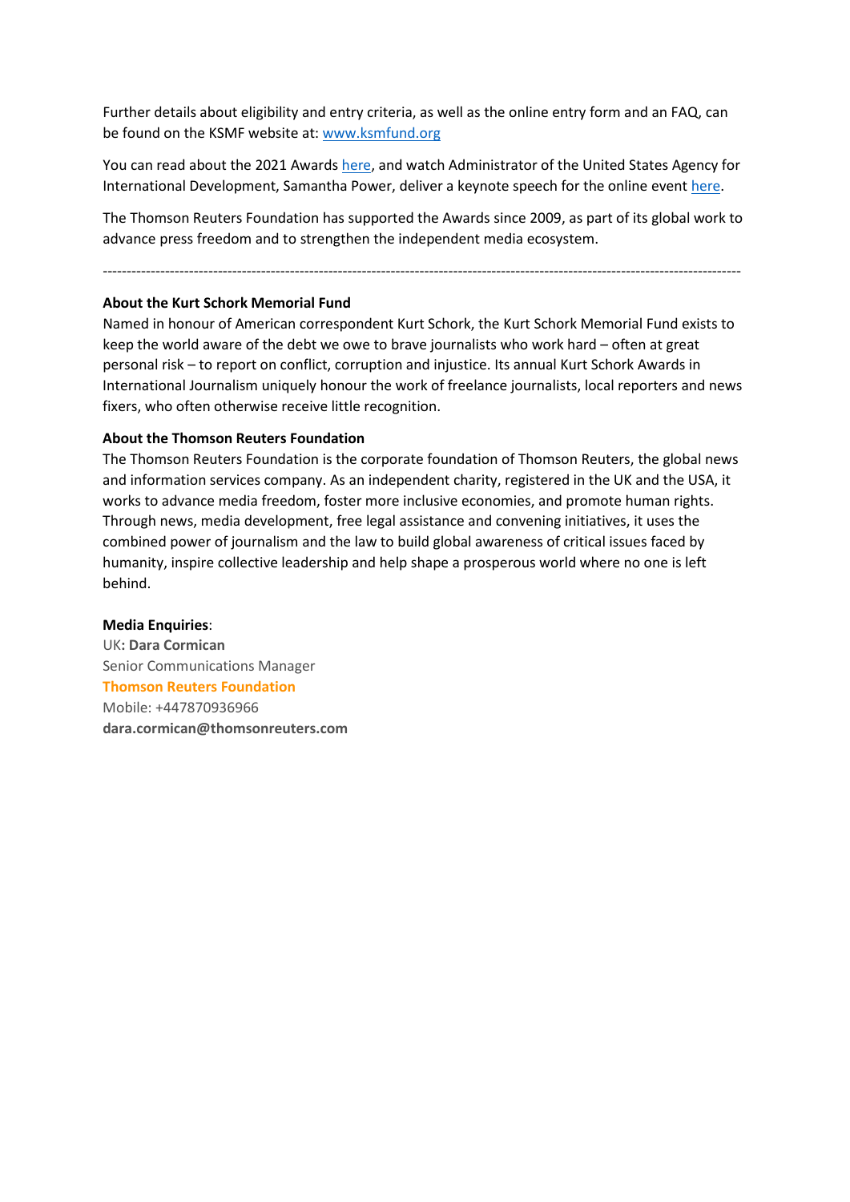Further details about eligibility and entry criteria, as well as the online entry form and an FAQ, can be found on the KSMF website at: www.ksmfund.org

You can read about the 2021 Awards here, and watch Administrator of the United States Agency for International Development, Samantha Power, deliver a keynote speech for the online event here.

The Thomson Reuters Foundation has supported the Awards since 2009, as part of its global work to advance press freedom and to strengthen the independent media ecosystem.

---

**About the Kurt Schork Memorial Fund**
Named in honour of American correspondent Kurt Schork, the Kurt Schork Memorial Fund exists to keep the world aware of the debt we owe to brave journalists who work hard – often at great personal risk – to report on conflict, corruption and injustice. Its annual Kurt Schork Awards in International Journalism uniquely honour the work of freelance journalists, local reporters and news fixers, who often otherwise receive little recognition.

**About the Thomson Reuters Foundation**
The Thomson Reuters Foundation is the corporate foundation of Thomson Reuters, the global news and information services company. As an independent charity, registered in the UK and the USA, it works to advance media freedom, foster more inclusive economies, and promote human rights. Through news, media development, free legal assistance and convening initiatives, it uses the combined power of journalism and the law to build global awareness of critical issues faced by humanity, inspire collective leadership and help shape a prosperous world where no one is left behind.

**Media Enquiries**:
UK**: Dara Cormican**
Senior Communications Manager
**Thomson Reuters Foundation**
Mobile: +447870936966
**dara.cormican@thomsonreuters.com**